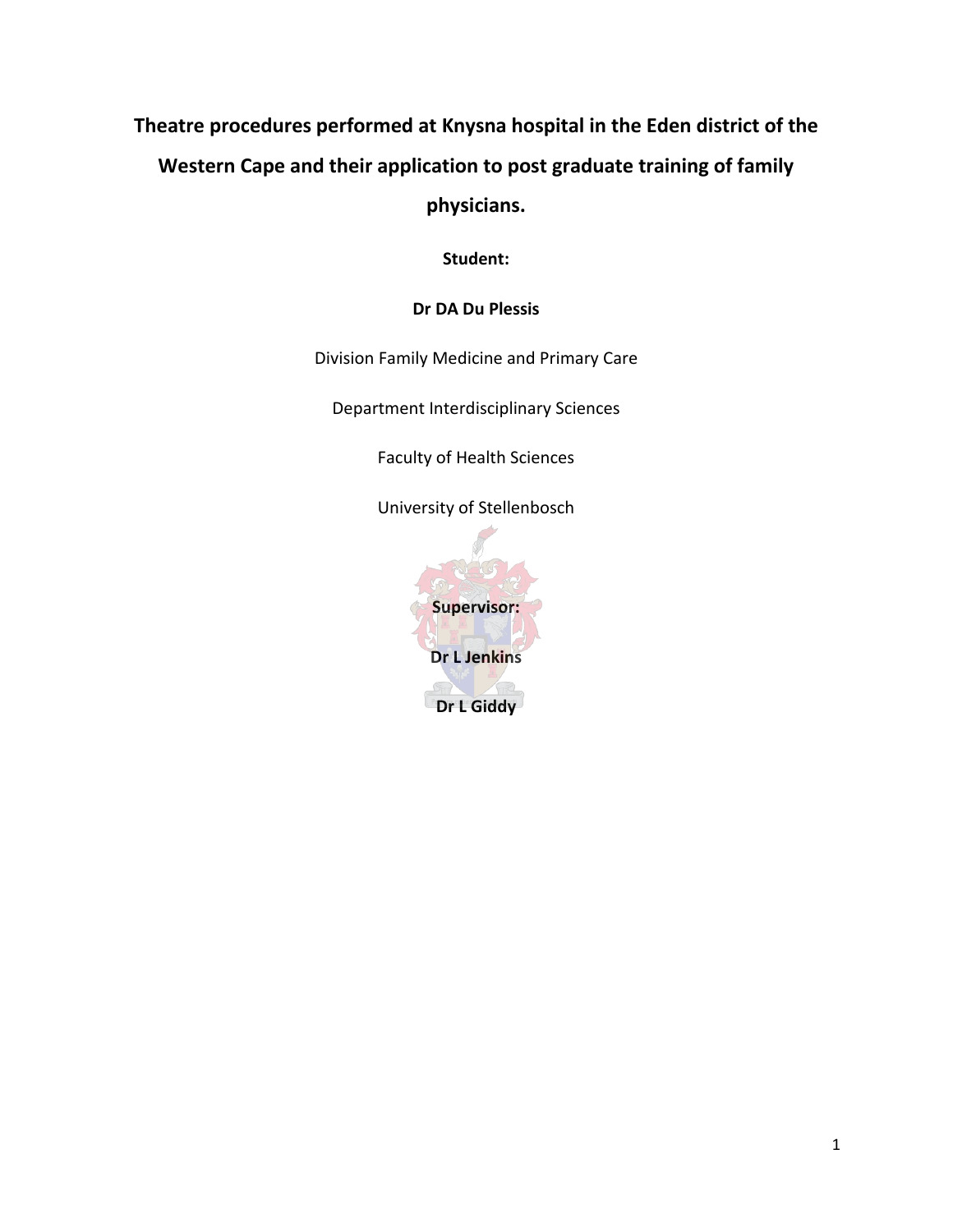# Theatre procedures performed at Knysna hospital in the Eden district of the Western Cape and their application to post graduate training of family physicians.

**Student:**

**Dr DA Du Plessis**

Division Family Medicine and Primary Care

Department Interdisciplinary Sciences

Faculty of Health Sciences

University of Stellenbosch

**Supervisor:**

**Dr L Jenkins**

**Dr L Giddy**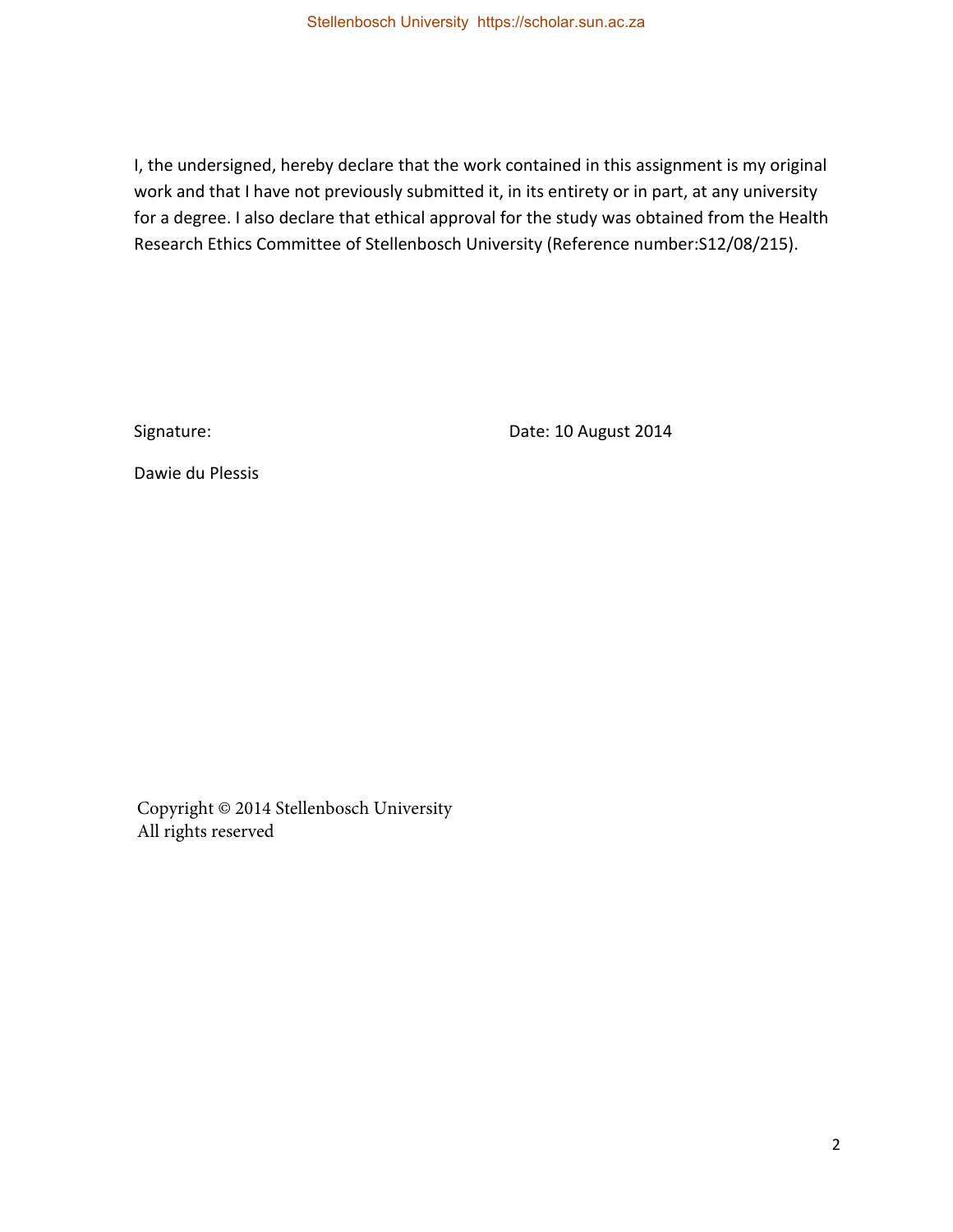I, the undersigned, hereby declare that the work contained in this assignment is my original work and that I have not previously submitted it, in its entirety or in part, at any university for a degree. I also declare that ethical approval for the study was obtained from the Health Research Ethics Committee of Stellenbosch University (Reference number:S12/08/215).

Signature: Date: 10 August 2014

Dawie du Plessis

Copyright © 2014 Stellenbosch University
All rights reserved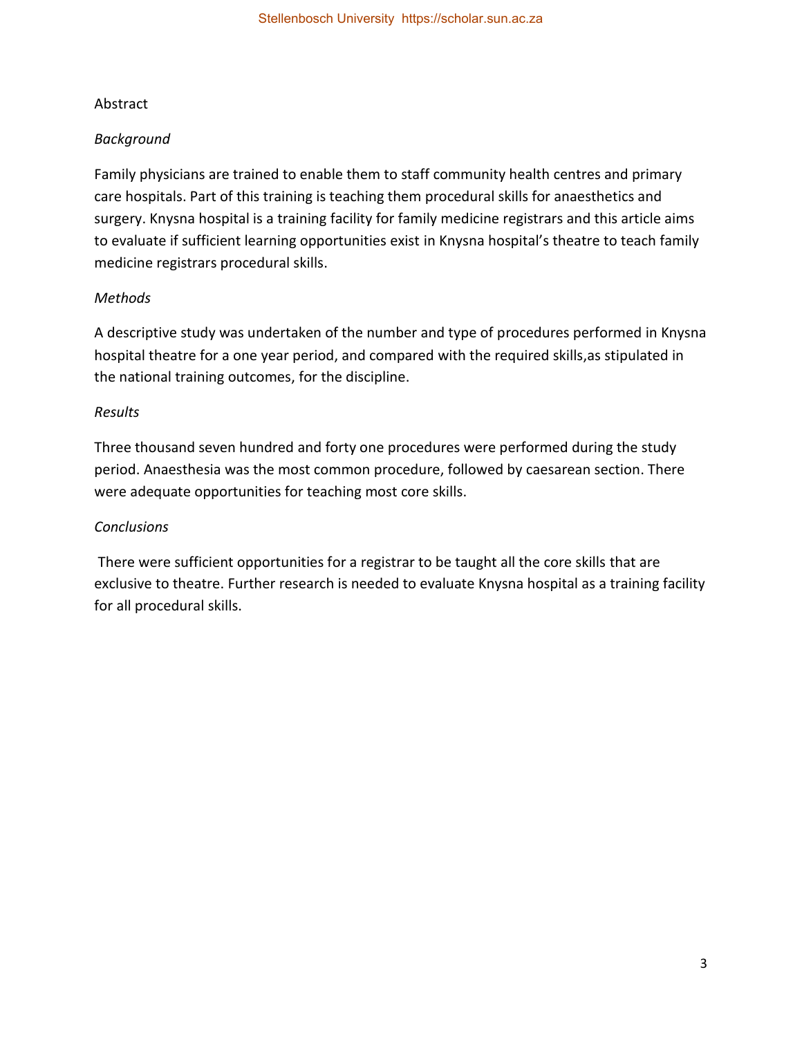# Abstract

*Background*

Family physicians are trained to enable them to staff community health centres and primary care hospitals. Part of this training is teaching them procedural skills for anaesthetics and surgery. Knysna hospital is a training facility for family medicine registrars and this article aims to evaluate if sufficient learning opportunities exist in Knysna hospital's theatre to teach family medicine registrars procedural skills.

*Methods*

A descriptive study was undertaken of the number and type of procedures performed in Knysna hospital theatre for a one year period, and compared with the required skills,as stipulated in the national training outcomes, for the discipline.

*Results*

Three thousand seven hundred and forty one procedures were performed during the study period. Anaesthesia was the most common procedure, followed by caesarean section. There were adequate opportunities for teaching most core skills.

*Conclusions*

There were sufficient opportunities for a registrar to be taught all the core skills that are exclusive to theatre. Further research is needed to evaluate Knysna hospital as a training facility for all procedural skills.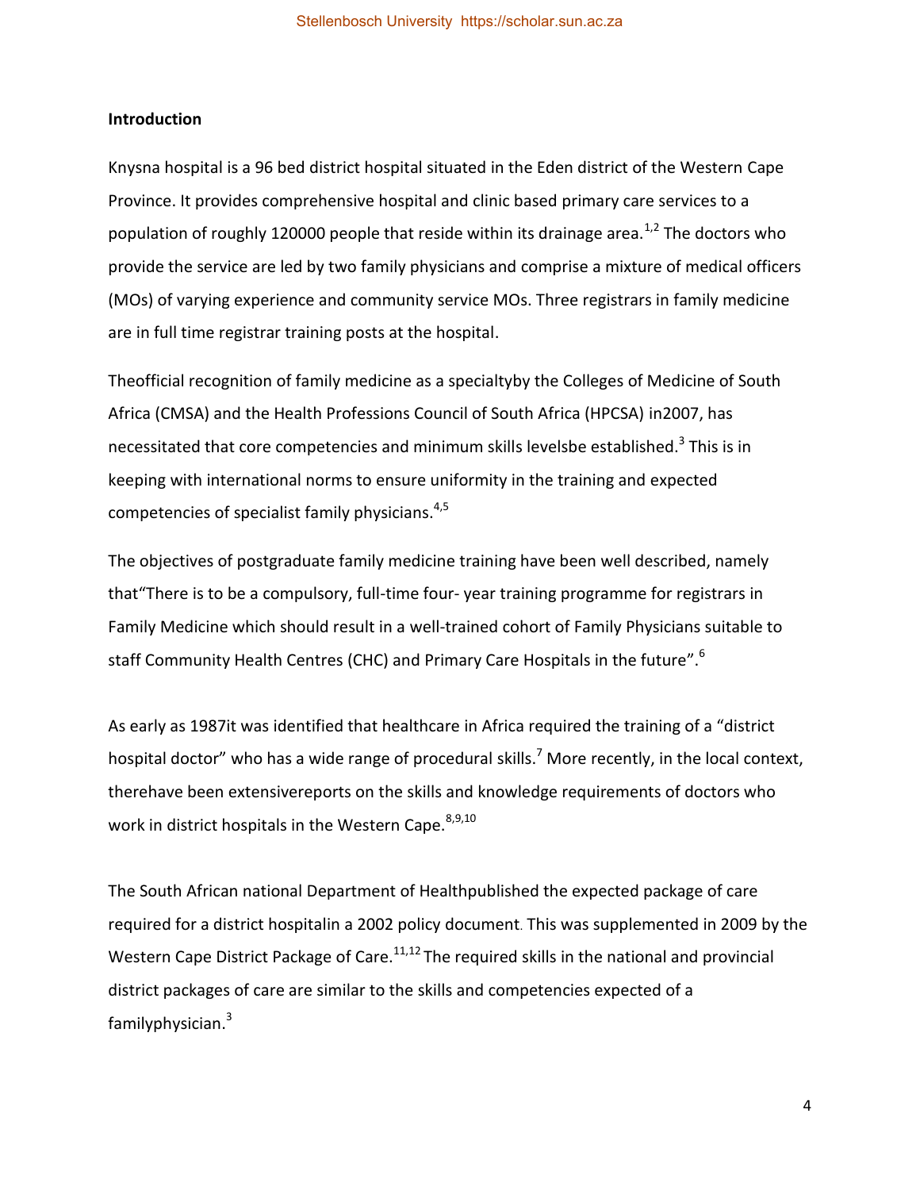**Introduction**

Knysna hospital is a 96 bed district hospital situated in the Eden district of the Western Cape Province. It provides comprehensive hospital and clinic based primary care services to a population of roughly 120000 people that reside within its drainage area.[1,2] The doctors who provide the service are led by two family physicians and comprise a mixture of medical officers (MOs) of varying experience and community service MOs. Three registrars in family medicine are in full time registrar training posts at the hospital.

Theofficial recognition of family medicine as a specialtyby the Colleges of Medicine of South Africa (CMSA) and the Health Professions Council of South Africa (HPCSA) in2007, has necessitated that core competencies and minimum skills levelsbe established.[3] This is in keeping with international norms to ensure uniformity in the training and expected competencies of specialist family physicians.[4,5]

The objectives of postgraduate family medicine training have been well described, namely that"There is to be a compulsory, full-time four- year training programme for registrars in Family Medicine which should result in a well-trained cohort of Family Physicians suitable to staff Community Health Centres (CHC) and Primary Care Hospitals in the future".[6]

As early as 1987it was identified that healthcare in Africa required the training of a "district hospital doctor" who has a wide range of procedural skills.[7] More recently, in the local context, therehave been extensivereports on the skills and knowledge requirements of doctors who work in district hospitals in the Western Cape.[8,9,10]

The South African national Department of Healthpublished the expected package of care required for a district hospitalin a 2002 policy document. This was supplemented in 2009 by the Western Cape District Package of Care.[11,12] The required skills in the national and provincial district packages of care are similar to the skills and competencies expected of a familyphysician.[3]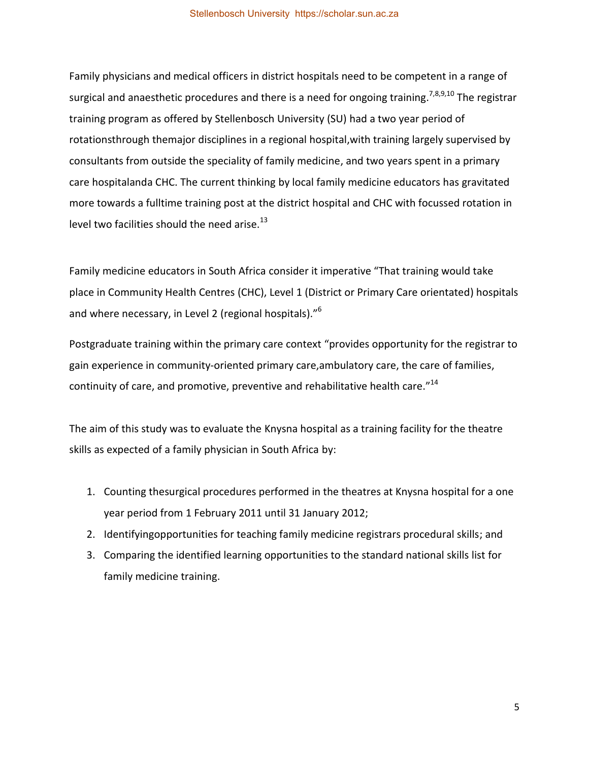Family physicians and medical officers in district hospitals need to be competent in a range of surgical and anaesthetic procedures and there is a need for ongoing training.[7,8,9,10] The registrar training program as offered by Stellenbosch University (SU) had a two year period of rotationsthrough themajor disciplines in a regional hospital,with training largely supervised by consultants from outside the speciality of family medicine, and two years spent in a primary care hospitalanda CHC. The current thinking by local family medicine educators has gravitated more towards a fulltime training post at the district hospital and CHC with focussed rotation in level two facilities should the need arise.[13]

Family medicine educators in South Africa consider it imperative "That training would take place in Community Health Centres (CHC), Level 1 (District or Primary Care orientated) hospitals and where necessary, in Level 2 (regional hospitals)."[6]

Postgraduate training within the primary care context "provides opportunity for the registrar to gain experience in community-oriented primary care,ambulatory care, the care of families, continuity of care, and promotive, preventive and rehabilitative health care."[14]

The aim of this study was to evaluate the Knysna hospital as a training facility for the theatre skills as expected of a family physician in South Africa by:

1. Counting thesurgical procedures performed in the theatres at Knysna hospital for a one year period from 1 February 2011 until 31 January 2012;
2. Identifyingopportunities for teaching family medicine registrars procedural skills; and
3. Comparing the identified learning opportunities to the standard national skills list for family medicine training.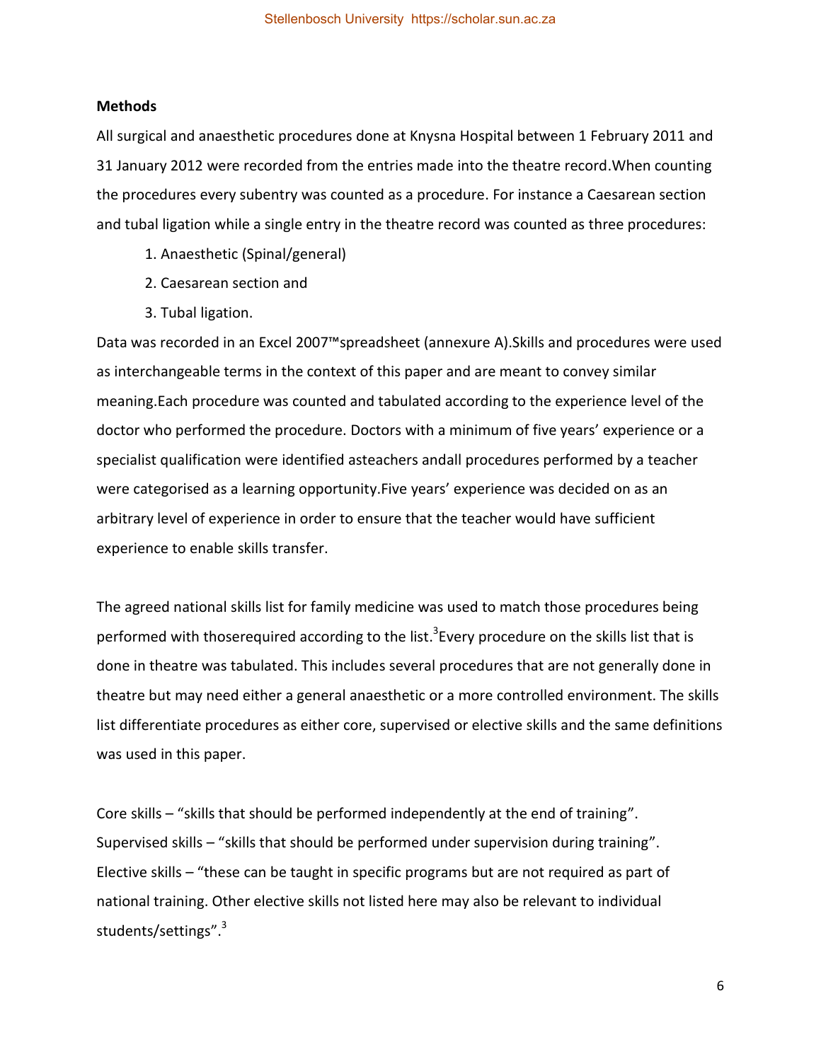**Methods**

All surgical and anaesthetic procedures done at Knysna Hospital between 1 February 2011 and 31 January 2012 were recorded from the entries made into the theatre record.When counting the procedures every subentry was counted as a procedure. For instance a Caesarean section and tubal ligation while a single entry in the theatre record was counted as three procedures:

1. Anaesthetic (Spinal/general)
2. Caesarean section and
3. Tubal ligation.

Data was recorded in an Excel 2007™spreadsheet (annexure A).Skills and procedures were used as interchangeable terms in the context of this paper and are meant to convey similar meaning.Each procedure was counted and tabulated according to the experience level of the doctor who performed the procedure. Doctors with a minimum of five years' experience or a specialist qualification were identified asteachers andall procedures performed by a teacher were categorised as a learning opportunity.Five years' experience was decided on as an arbitrary level of experience in order to ensure that the teacher would have sufficient experience to enable skills transfer.

The agreed national skills list for family medicine was used to match those procedures being performed with thoserequired according to the list.[3]Every procedure on the skills list that is done in theatre was tabulated. This includes several procedures that are not generally done in theatre but may need either a general anaesthetic or a more controlled environment. The skills list differentiate procedures as either core, supervised or elective skills and the same definitions was used in this paper.

Core skills – "skills that should be performed independently at the end of training".
Supervised skills – "skills that should be performed under supervision during training".
Elective skills – "these can be taught in specific programs but are not required as part of national training. Other elective skills not listed here may also be relevant to individual students/settings".[3]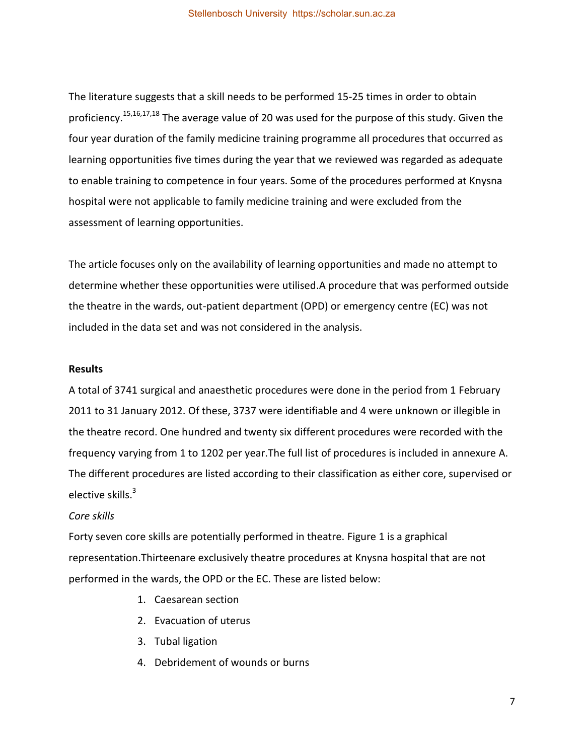The literature suggests that a skill needs to be performed 15-25 times in order to obtain proficiency.[15,16,17,18] The average value of 20 was used for the purpose of this study. Given the four year duration of the family medicine training programme all procedures that occurred as learning opportunities five times during the year that we reviewed was regarded as adequate to enable training to competence in four years. Some of the procedures performed at Knysna hospital were not applicable to family medicine training and were excluded from the assessment of learning opportunities.

The article focuses only on the availability of learning opportunities and made no attempt to determine whether these opportunities were utilised.A procedure that was performed outside the theatre in the wards, out-patient department (OPD) or emergency centre (EC) was not included in the data set and was not considered in the analysis.

**Results**

A total of 3741 surgical and anaesthetic procedures were done in the period from 1 February 2011 to 31 January 2012. Of these, 3737 were identifiable and 4 were unknown or illegible in the theatre record. One hundred and twenty six different procedures were recorded with the frequency varying from 1 to 1202 per year.The full list of procedures is included in annexure A. The different procedures are listed according to their classification as either core, supervised or elective skills.[3]

*Core skills*

Forty seven core skills are potentially performed in theatre. Figure 1 is a graphical representation.Thirteenare exclusively theatre procedures at Knysna hospital that are not performed in the wards, the OPD or the EC. These are listed below:

1. Caesarean section
2. Evacuation of uterus
3. Tubal ligation
4. Debridement of wounds or burns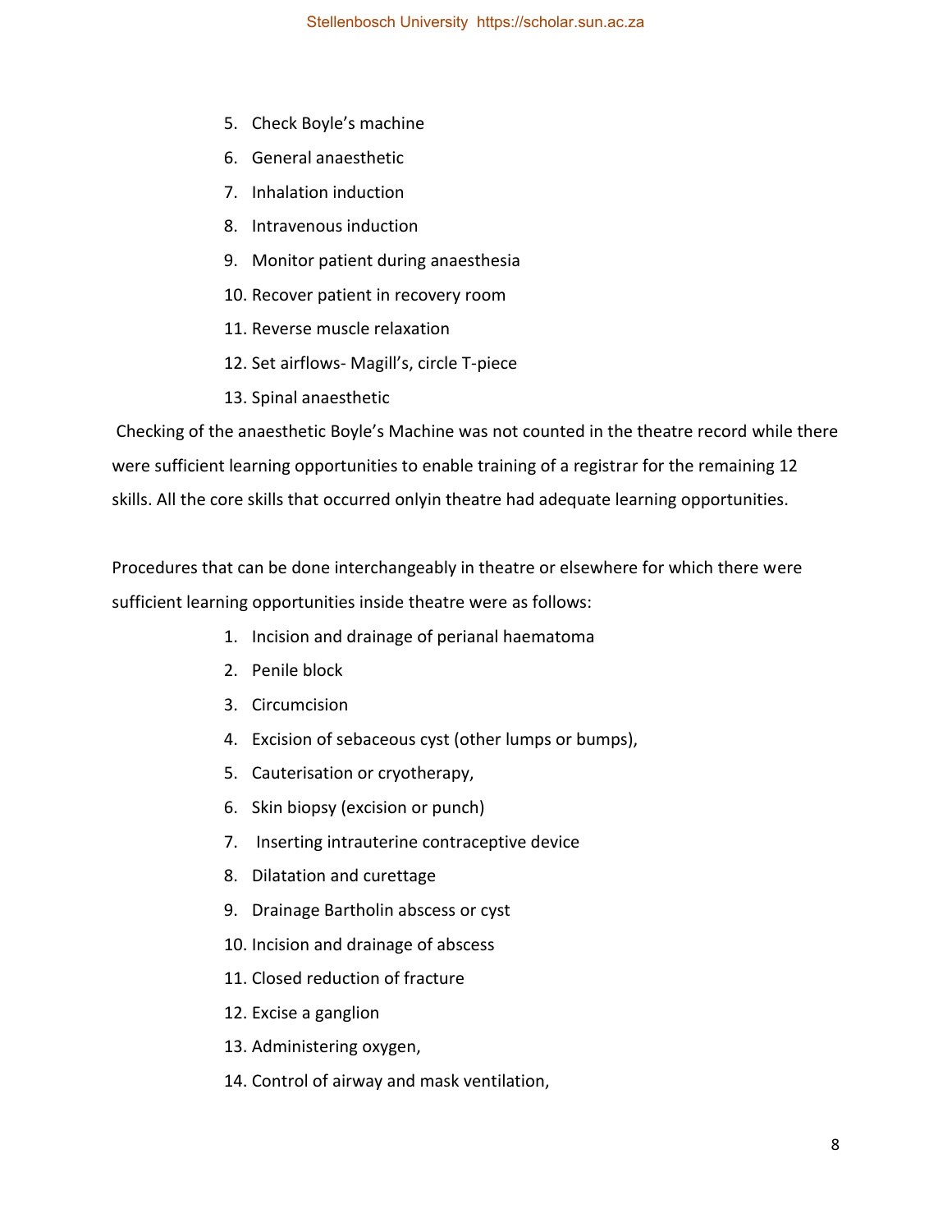5. Check Boyle's machine
6. General anaesthetic
7. Inhalation induction
8. Intravenous induction
9. Monitor patient during anaesthesia
10. Recover patient in recovery room
11. Reverse muscle relaxation
12. Set airflows- Magill's, circle T-piece
13. Spinal anaesthetic

Checking of the anaesthetic Boyle's Machine was not counted in the theatre record while there were sufficient learning opportunities to enable training of a registrar for the remaining 12 skills. All the core skills that occurred onlyin theatre had adequate learning opportunities.

Procedures that can be done interchangeably in theatre or elsewhere for which there were sufficient learning opportunities inside theatre were as follows:

1. Incision and drainage of perianal haematoma
2. Penile block
3. Circumcision
4. Excision of sebaceous cyst (other lumps or bumps),
5. Cauterisation or cryotherapy,
6. Skin biopsy (excision or punch)
7. Inserting intrauterine contraceptive device
8. Dilatation and curettage
9. Drainage Bartholin abscess or cyst
10. Incision and drainage of abscess
11. Closed reduction of fracture
12. Excise a ganglion
13. Administering oxygen,
14. Control of airway and mask ventilation,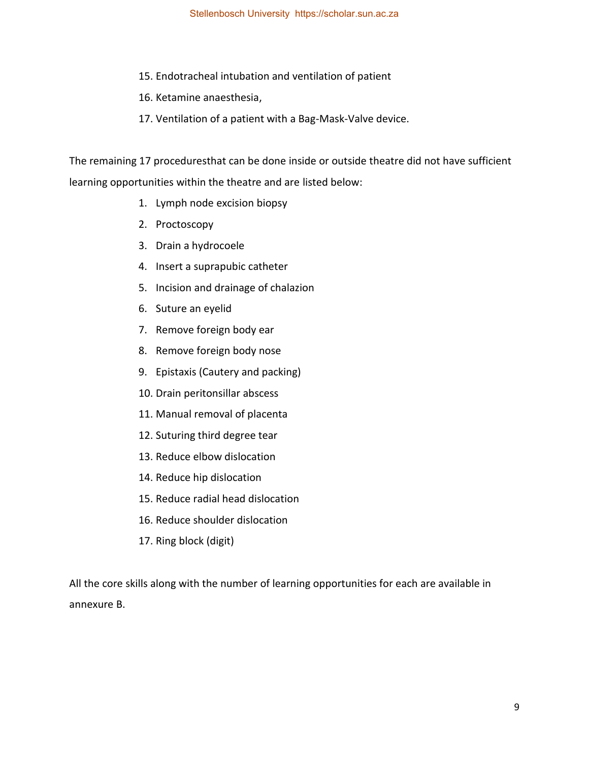15. Endotracheal intubation and ventilation of patient
16. Ketamine anaesthesia,
17. Ventilation of a patient with a Bag-Mask-Valve device.

The remaining 17 proceduresthat can be done inside or outside theatre did not have sufficient learning opportunities within the theatre and are listed below:

1. Lymph node excision biopsy
2. Proctoscopy
3. Drain a hydrocoele
4. Insert a suprapubic catheter
5. Incision and drainage of chalazion
6. Suture an eyelid
7. Remove foreign body ear
8. Remove foreign body nose
9. Epistaxis (Cautery and packing)
10. Drain peritonsillar abscess
11. Manual removal of placenta
12. Suturing third degree tear
13. Reduce elbow dislocation
14. Reduce hip dislocation
15. Reduce radial head dislocation
16. Reduce shoulder dislocation
17. Ring block (digit)

All the core skills along with the number of learning opportunities for each are available in annexure B.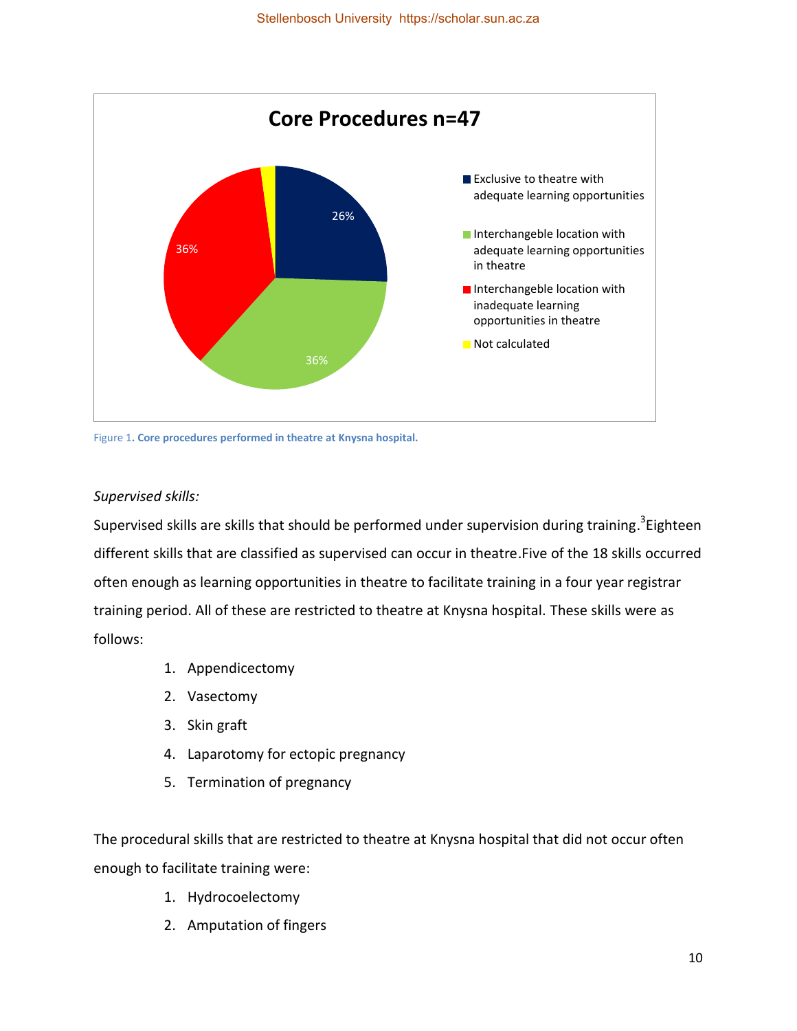**Core Procedures n=47**

- Exclusive to theatre with adequate learning opportunities: 26%
- Interchangeble location with adequate learning opportunities in theatre: 36%
- Interchangeble location with inadequate learning opportunities in theatre: 36%
- Not calculated

Figure 1. **Core procedures performed in theatre at Knysna hospital.**

*Supervised skills:*

Supervised skills are skills that should be performed under supervision during training.[3]Eighteen different skills that are classified as supervised can occur in theatre.Five of the 18 skills occurred often enough as learning opportunities in theatre to facilitate training in a four year registrar training period. All of these are restricted to theatre at Knysna hospital. These skills were as follows:

1. Appendicectomy
2. Vasectomy
3. Skin graft
4. Laparotomy for ectopic pregnancy
5. Termination of pregnancy

The procedural skills that are restricted to theatre at Knysna hospital that did not occur often enough to facilitate training were:

1. Hydrocoelectomy
2. Amputation of fingers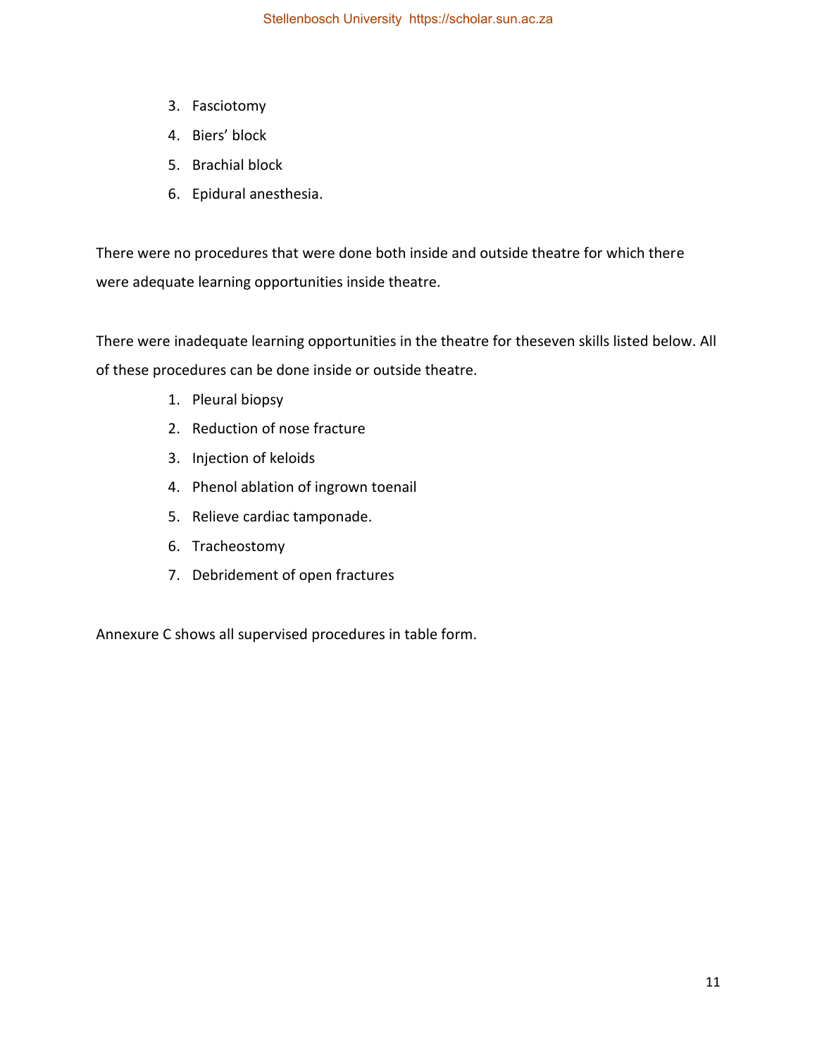3. Fasciotomy
4. Biers' block
5. Brachial block
6. Epidural anesthesia.

There were no procedures that were done both inside and outside theatre for which there were adequate learning opportunities inside theatre.

There were inadequate learning opportunities in the theatre for theseven skills listed below. All of these procedures can be done inside or outside theatre.

1. Pleural biopsy
2. Reduction of nose fracture
3. Injection of keloids
4. Phenol ablation of ingrown toenail
5. Relieve cardiac tamponade.
6. Tracheostomy
7. Debridement of open fractures

Annexure C shows all supervised procedures in table form.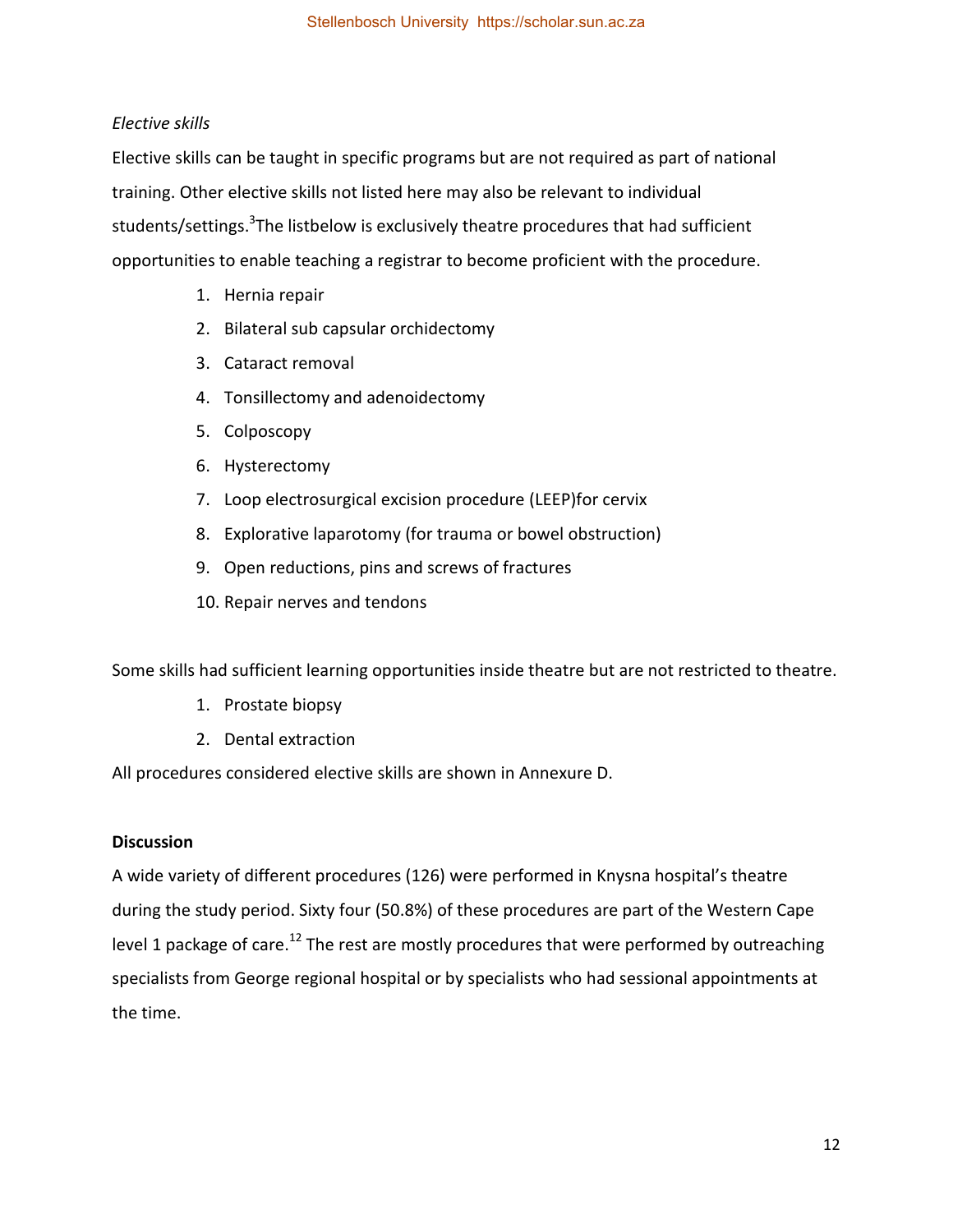*Elective skills*

Elective skills can be taught in specific programs but are not required as part of national training. Other elective skills not listed here may also be relevant to individual students/settings.[3]The listbelow is exclusively theatre procedures that had sufficient opportunities to enable teaching a registrar to become proficient with the procedure.

1. Hernia repair
2. Bilateral sub capsular orchidectomy
3. Cataract removal
4. Tonsillectomy and adenoidectomy
5. Colposcopy
6. Hysterectomy
7. Loop electrosurgical excision procedure (LEEP)for cervix
8. Explorative laparotomy (for trauma or bowel obstruction)
9. Open reductions, pins and screws of fractures
10. Repair nerves and tendons

Some skills had sufficient learning opportunities inside theatre but are not restricted to theatre.

1. Prostate biopsy
2. Dental extraction

All procedures considered elective skills are shown in Annexure D.

**Discussion**

A wide variety of different procedures (126) were performed in Knysna hospital's theatre during the study period. Sixty four (50.8%) of these procedures are part of the Western Cape level 1 package of care.[12] The rest are mostly procedures that were performed by outreaching specialists from George regional hospital or by specialists who had sessional appointments at the time.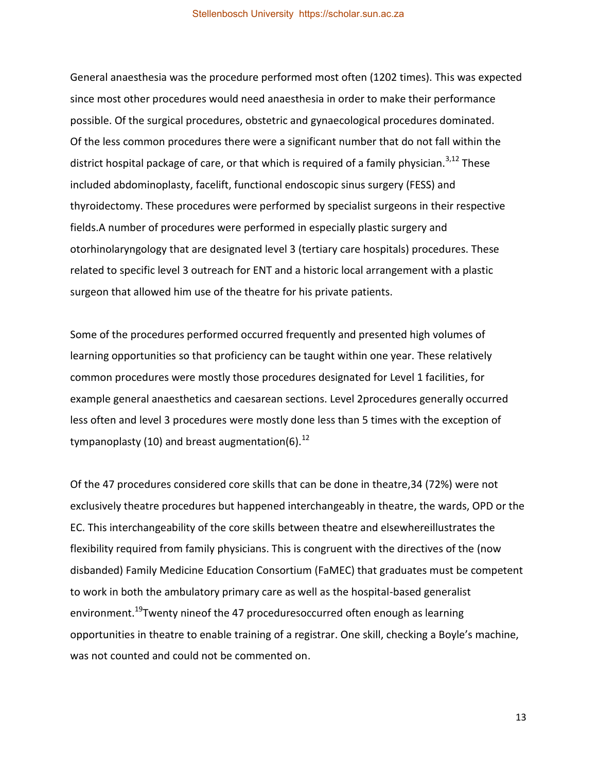General anaesthesia was the procedure performed most often (1202 times). This was expected since most other procedures would need anaesthesia in order to make their performance possible. Of the surgical procedures, obstetric and gynaecological procedures dominated. Of the less common procedures there were a significant number that do not fall within the district hospital package of care, or that which is required of a family physician.[3,12] These included abdominoplasty, facelift, functional endoscopic sinus surgery (FESS) and thyroidectomy. These procedures were performed by specialist surgeons in their respective fields.A number of procedures were performed in especially plastic surgery and otorhinolaryngology that are designated level 3 (tertiary care hospitals) procedures. These related to specific level 3 outreach for ENT and a historic local arrangement with a plastic surgeon that allowed him use of the theatre for his private patients.

Some of the procedures performed occurred frequently and presented high volumes of learning opportunities so that proficiency can be taught within one year. These relatively common procedures were mostly those procedures designated for Level 1 facilities, for example general anaesthetics and caesarean sections. Level 2procedures generally occurred less often and level 3 procedures were mostly done less than 5 times with the exception of tympanoplasty (10) and breast augmentation(6).[12]

Of the 47 procedures considered core skills that can be done in theatre,34 (72%) were not exclusively theatre procedures but happened interchangeably in theatre, the wards, OPD or the EC. This interchangeability of the core skills between theatre and elsewhereillustrates the flexibility required from family physicians. This is congruent with the directives of the (now disbanded) Family Medicine Education Consortium (FaMEC) that graduates must be competent to work in both the ambulatory primary care as well as the hospital-based generalist environment.[19]Twenty nineof the 47 proceduresoccurred often enough as learning opportunities in theatre to enable training of a registrar. One skill, checking a Boyle's machine, was not counted and could not be commented on.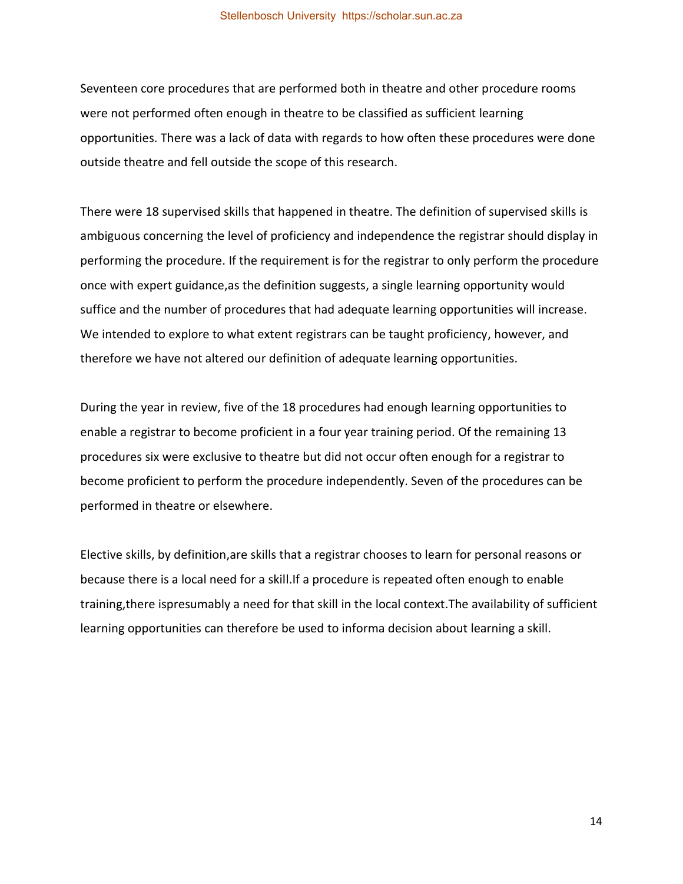Seventeen core procedures that are performed both in theatre and other procedure rooms were not performed often enough in theatre to be classified as sufficient learning opportunities. There was a lack of data with regards to how often these procedures were done outside theatre and fell outside the scope of this research.

There were 18 supervised skills that happened in theatre. The definition of supervised skills is ambiguous concerning the level of proficiency and independence the registrar should display in performing the procedure. If the requirement is for the registrar to only perform the procedure once with expert guidance,as the definition suggests, a single learning opportunity would suffice and the number of procedures that had adequate learning opportunities will increase. We intended to explore to what extent registrars can be taught proficiency, however, and therefore we have not altered our definition of adequate learning opportunities.

During the year in review, five of the 18 procedures had enough learning opportunities to enable a registrar to become proficient in a four year training period. Of the remaining 13 procedures six were exclusive to theatre but did not occur often enough for a registrar to become proficient to perform the procedure independently. Seven of the procedures can be performed in theatre or elsewhere.

Elective skills, by definition,are skills that a registrar chooses to learn for personal reasons or because there is a local need for a skill.If a procedure is repeated often enough to enable training,there ispresumably a need for that skill in the local context.The availability of sufficient learning opportunities can therefore be used to informa decision about learning a skill.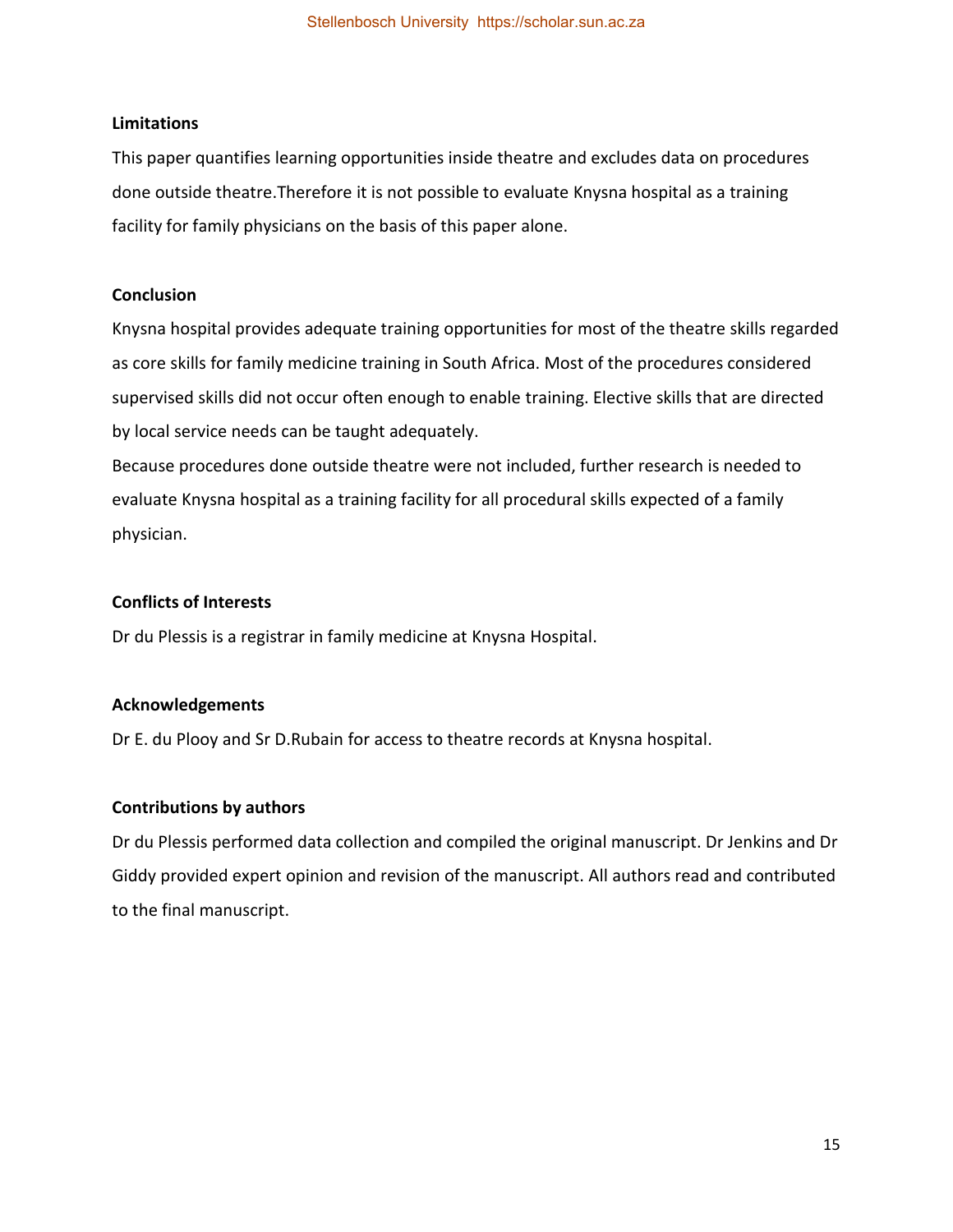**Limitations**

This paper quantifies learning opportunities inside theatre and excludes data on procedures done outside theatre.Therefore it is not possible to evaluate Knysna hospital as a training facility for family physicians on the basis of this paper alone.

**Conclusion**

Knysna hospital provides adequate training opportunities for most of the theatre skills regarded as core skills for family medicine training in South Africa. Most of the procedures considered supervised skills did not occur often enough to enable training. Elective skills that are directed by local service needs can be taught adequately.

Because procedures done outside theatre were not included, further research is needed to evaluate Knysna hospital as a training facility for all procedural skills expected of a family physician.

**Conflicts of Interests**

Dr du Plessis is a registrar in family medicine at Knysna Hospital.

**Acknowledgements**

Dr E. du Plooy and Sr D.Rubain for access to theatre records at Knysna hospital.

**Contributions by authors**

Dr du Plessis performed data collection and compiled the original manuscript. Dr Jenkins and Dr Giddy provided expert opinion and revision of the manuscript. All authors read and contributed to the final manuscript.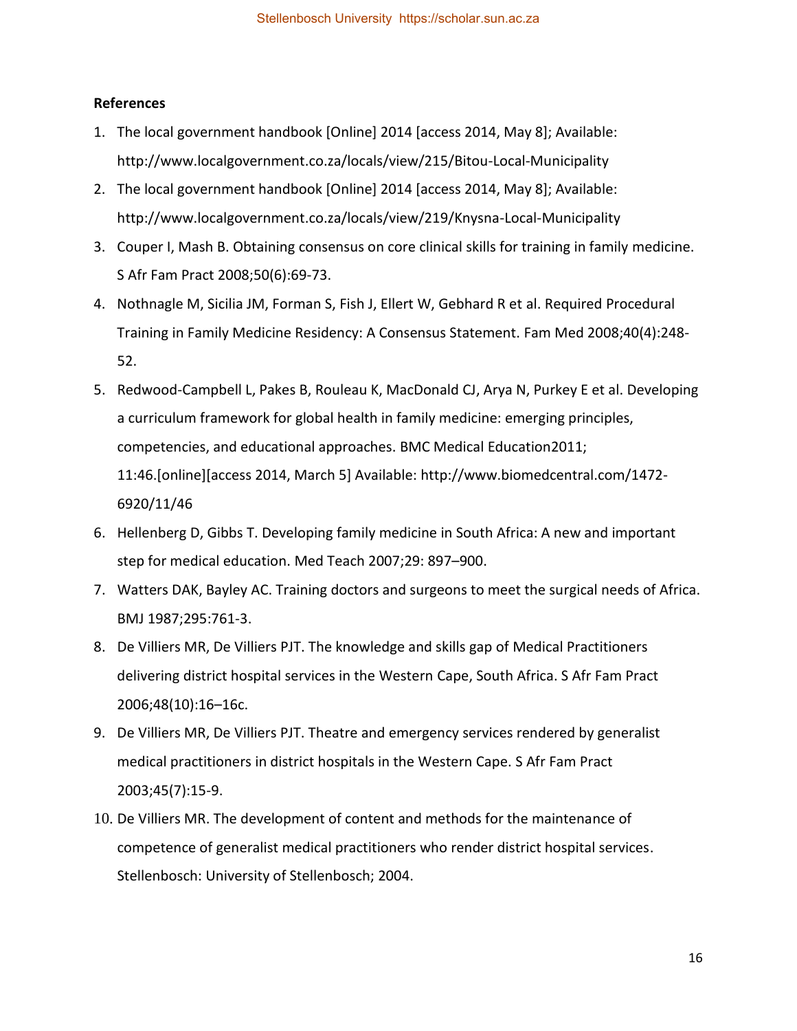**References**

1. The local government handbook [Online] 2014 [access 2014, May 8]; Available: http://www.localgovernment.co.za/locals/view/215/Bitou-Local-Municipality
2. The local government handbook [Online] 2014 [access 2014, May 8]; Available: http://www.localgovernment.co.za/locals/view/219/Knysna-Local-Municipality
3. Couper I, Mash B. Obtaining consensus on core clinical skills for training in family medicine. S Afr Fam Pract 2008;50(6):69-73.
4. Nothnagle M, Sicilia JM, Forman S, Fish J, Ellert W, Gebhard R et al. Required Procedural Training in Family Medicine Residency: A Consensus Statement. Fam Med 2008;40(4):248-52.
5. Redwood-Campbell L, Pakes B, Rouleau K, MacDonald CJ, Arya N, Purkey E et al. Developing a curriculum framework for global health in family medicine: emerging principles, competencies, and educational approaches. BMC Medical Education2011; 11:46.[online][access 2014, March 5] Available: http://www.biomedcentral.com/1472-6920/11/46
6. Hellenberg D, Gibbs T. Developing family medicine in South Africa: A new and important step for medical education. Med Teach 2007;29: 897–900.
7. Watters DAK, Bayley AC. Training doctors and surgeons to meet the surgical needs of Africa. BMJ 1987;295:761-3.
8. De Villiers MR, De Villiers PJT. The knowledge and skills gap of Medical Practitioners delivering district hospital services in the Western Cape, South Africa. S Afr Fam Pract 2006;48(10):16–16c.
9. De Villiers MR, De Villiers PJT. Theatre and emergency services rendered by generalist medical practitioners in district hospitals in the Western Cape. S Afr Fam Pract 2003;45(7):15-9.
10. De Villiers MR. The development of content and methods for the maintenance of competence of generalist medical practitioners who render district hospital services. Stellenbosch: University of Stellenbosch; 2004.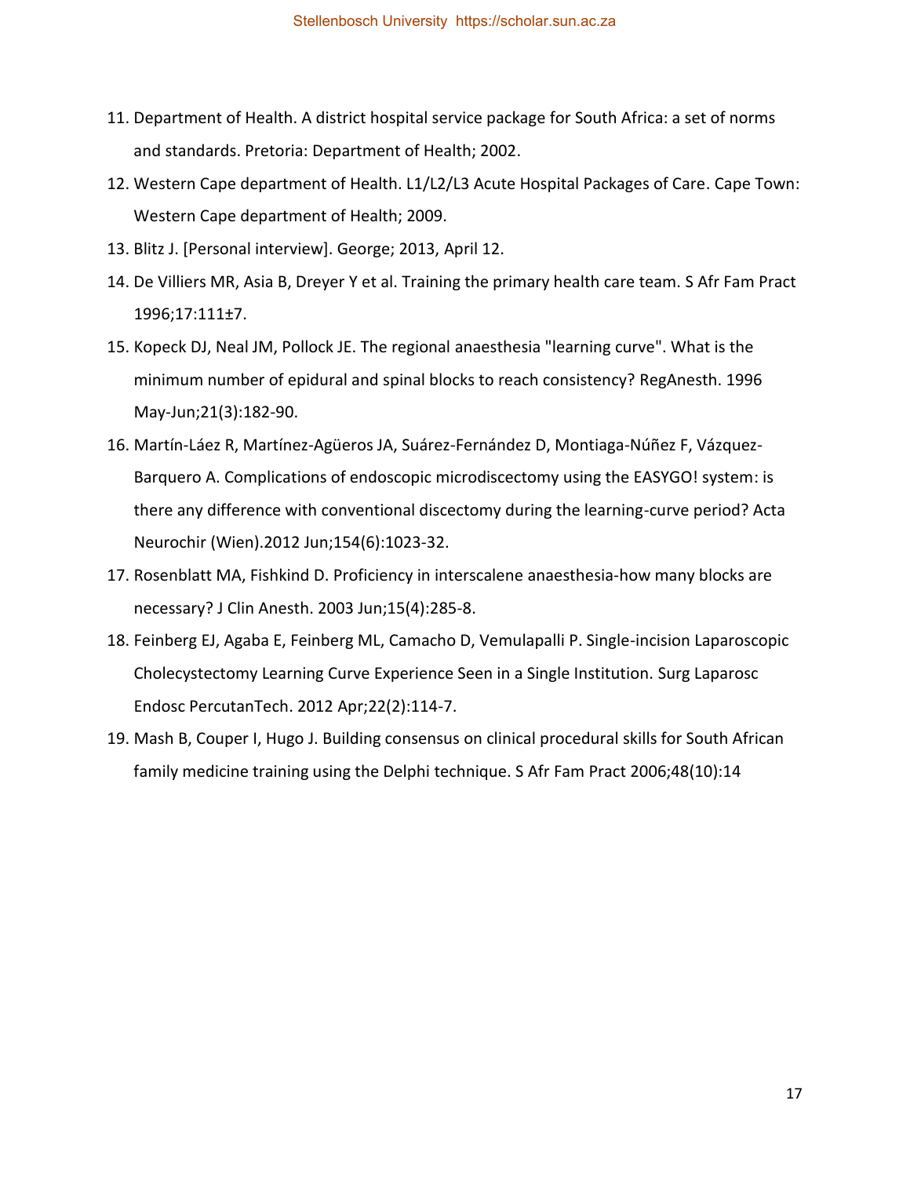11. Department of Health. A district hospital service package for South Africa: a set of norms and standards. Pretoria: Department of Health; 2002.
12. Western Cape department of Health. L1/L2/L3 Acute Hospital Packages of Care. Cape Town: Western Cape department of Health; 2009.
13. Blitz J. [Personal interview]. George; 2013, April 12.
14. De Villiers MR, Asia B, Dreyer Y et al. Training the primary health care team. S Afr Fam Pract 1996;17:111±7.
15. Kopeck DJ, Neal JM, Pollock JE. The regional anaesthesia "learning curve". What is the minimum number of epidural and spinal blocks to reach consistency? RegAnesth. 1996 May-Jun;21(3):182-90.
16. Martín-Láez R, Martínez-Agüeros JA, Suárez-Fernández D, Montiaga-Núñez F, Vázquez-Barquero A. Complications of endoscopic microdiscectomy using the EASYGO! system: is there any difference with conventional discectomy during the learning-curve period? Acta Neurochir (Wien).2012 Jun;154(6):1023-32.
17. Rosenblatt MA, Fishkind D. Proficiency in interscalene anaesthesia-how many blocks are necessary? J Clin Anesth. 2003 Jun;15(4):285-8.
18. Feinberg EJ, Agaba E, Feinberg ML, Camacho D, Vemulapalli P. Single-incision Laparoscopic Cholecystectomy Learning Curve Experience Seen in a Single Institution. Surg Laparosc Endosc PercutanTech. 2012 Apr;22(2):114-7.
19. Mash B, Couper I, Hugo J. Building consensus on clinical procedural skills for South African family medicine training using the Delphi technique. S Afr Fam Pract 2006;48(10):14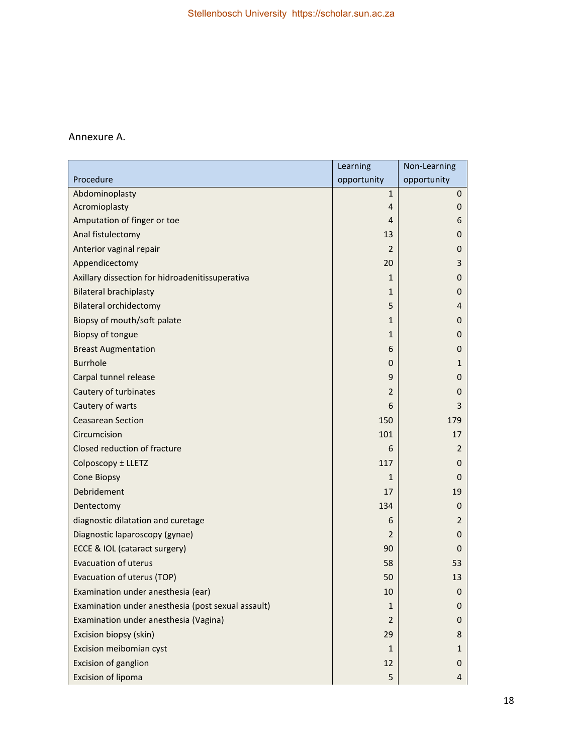Annexure A.

| Procedure | Learning opportunity | Non-Learning opportunity |
|---|---|---|
| Abdominoplasty | 1 | 0 |
| Acromioplasty | 4 | 0 |
| Amputation of finger or toe | 4 | 6 |
| Anal fistulectomy | 13 | 0 |
| Anterior vaginal repair | 2 | 0 |
| Appendicectomy | 20 | 3 |
| Axillary dissection for hidroadenitissuperativa | 1 | 0 |
| Bilateral brachiplasty | 1 | 0 |
| Bilateral orchidectomy | 5 | 4 |
| Biopsy of mouth/soft palate | 1 | 0 |
| Biopsy of tongue | 1 | 0 |
| Breast Augmentation | 6 | 0 |
| Burrhole | 0 | 1 |
| Carpal tunnel release | 9 | 0 |
| Cautery of turbinates | 2 | 0 |
| Cautery of warts | 6 | 3 |
| Ceasarean Section | 150 | 179 |
| Circumcision | 101 | 17 |
| Closed reduction of fracture | 6 | 2 |
| Colposcopy ± LLETZ | 117 | 0 |
| Cone Biopsy | 1 | 0 |
| Debridement | 17 | 19 |
| Dentectomy | 134 | 0 |
| diagnostic dilatation and curetage | 6 | 2 |
| Diagnostic laparoscopy (gynae) | 2 | 0 |
| ECCE & IOL (cataract surgery) | 90 | 0 |
| Evacuation of uterus | 58 | 53 |
| Evacuation of uterus (TOP) | 50 | 13 |
| Examination under anesthesia (ear) | 10 | 0 |
| Examination under anesthesia (post sexual assault) | 1 | 0 |
| Examination under anesthesia (Vagina) | 2 | 0 |
| Excision biopsy (skin) | 29 | 8 |
| Excision meibomian cyst | 1 | 1 |
| Excision of ganglion | 12 | 0 |
| Excision of lipoma | 5 | 4 |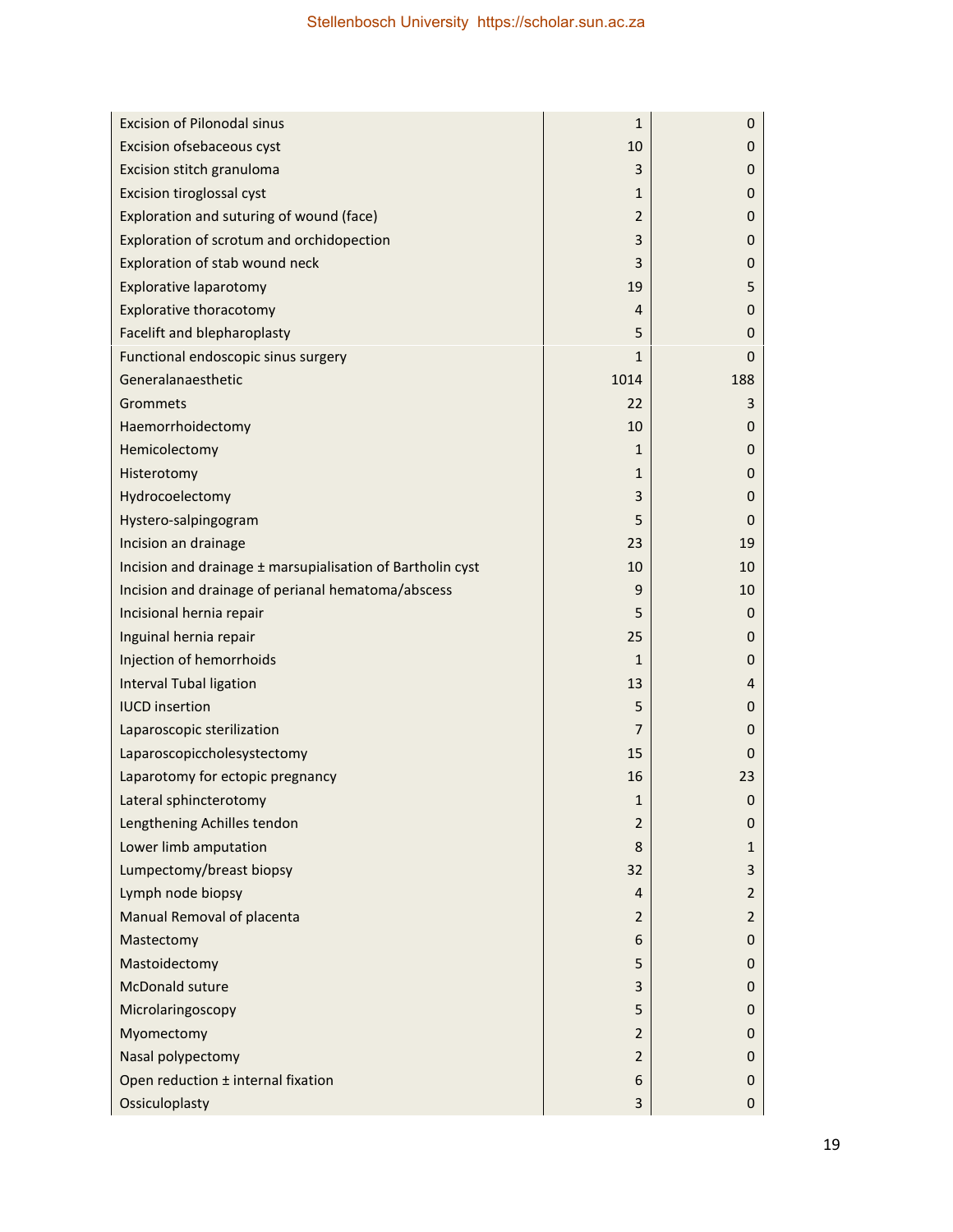| | | |
|---|---|---|
| Excision of Pilonodal sinus | 1 | 0 |
| Excision ofsebaceous cyst | 10 | 0 |
| Excision stitch granuloma | 3 | 0 |
| Excision tiroglossal cyst | 1 | 0 |
| Exploration and suturing of wound (face) | 2 | 0 |
| Exploration of scrotum and orchidopection | 3 | 0 |
| Exploration of stab wound neck | 3 | 0 |
| Explorative laparotomy | 19 | 5 |
| Explorative thoracotomy | 4 | 0 |
| Facelift and blepharoplasty | 5 | 0 |
| Functional endoscopic sinus surgery | 1 | 0 |
| Generalanaesthetic | 1014 | 188 |
| Grommets | 22 | 3 |
| Haemorrhoidectomy | 10 | 0 |
| Hemicolectomy | 1 | 0 |
| Histerotomy | 1 | 0 |
| Hydrocoelectomy | 3 | 0 |
| Hystero-salpingogram | 5 | 0 |
| Incision an drainage | 23 | 19 |
| Incision and drainage ± marsupialisation of Bartholin cyst | 10 | 10 |
| Incision and drainage of perianal hematoma/abscess | 9 | 10 |
| Incisional hernia repair | 5 | 0 |
| Inguinal hernia repair | 25 | 0 |
| Injection of hemorrhoids | 1 | 0 |
| Interval Tubal ligation | 13 | 4 |
| IUCD insertion | 5 | 0 |
| Laparoscopic sterilization | 7 | 0 |
| Laparoscopiccholesystectomy | 15 | 0 |
| Laparotomy for ectopic pregnancy | 16 | 23 |
| Lateral sphincterotomy | 1 | 0 |
| Lengthening Achilles tendon | 2 | 0 |
| Lower limb amputation | 8 | 1 |
| Lumpectomy/breast biopsy | 32 | 3 |
| Lymph node biopsy | 4 | 2 |
| Manual Removal of placenta | 2 | 2 |
| Mastectomy | 6 | 0 |
| Mastoidectomy | 5 | 0 |
| McDonald suture | 3 | 0 |
| Microlaringoscopy | 5 | 0 |
| Myomectomy | 2 | 0 |
| Nasal polypectomy | 2 | 0 |
| Open reduction ± internal fixation | 6 | 0 |
| Ossiculoplasty | 3 | 0 |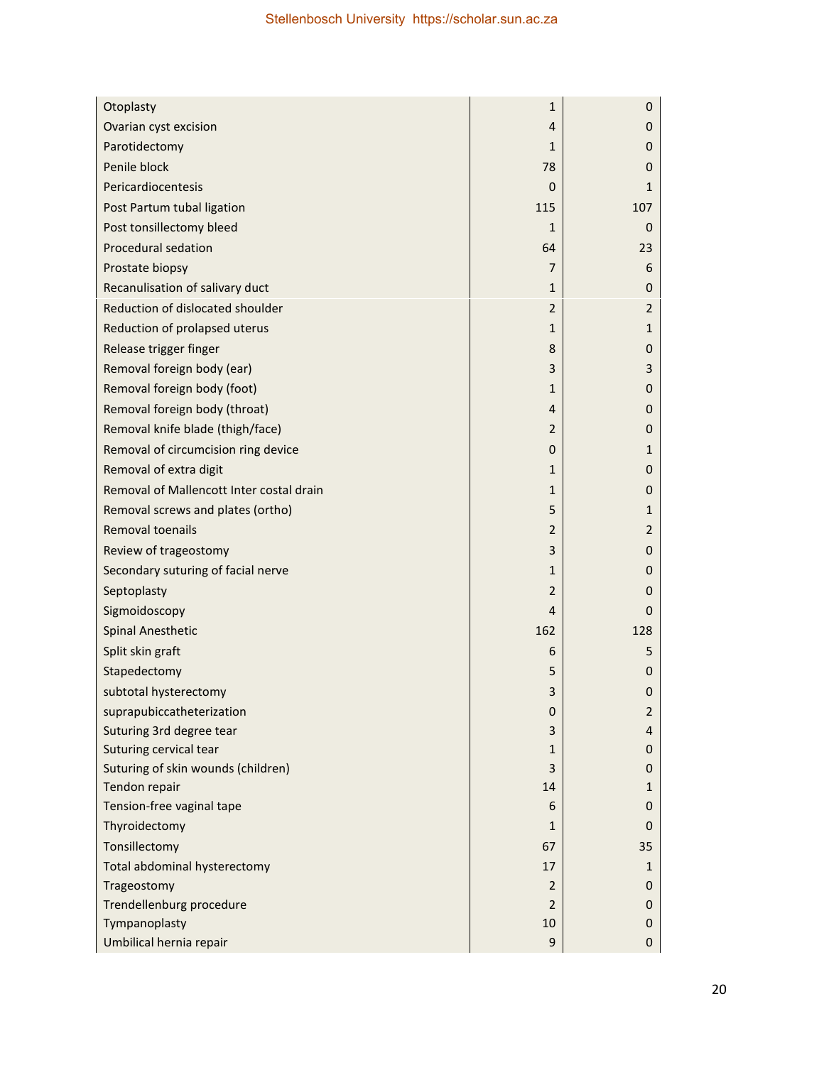| | | |
|---|---|---|
| Otoplasty | 1 | 0 |
| Ovarian cyst excision | 4 | 0 |
| Parotidectomy | 1 | 0 |
| Penile block | 78 | 0 |
| Pericardiocentesis | 0 | 1 |
| Post Partum tubal ligation | 115 | 107 |
| Post tonsillectomy bleed | 1 | 0 |
| Procedural sedation | 64 | 23 |
| Prostate biopsy | 7 | 6 |
| Recanulisation of salivary duct | 1 | 0 |
| Reduction of dislocated shoulder | 2 | 2 |
| Reduction of prolapsed uterus | 1 | 1 |
| Release trigger finger | 8 | 0 |
| Removal foreign body (ear) | 3 | 3 |
| Removal foreign body (foot) | 1 | 0 |
| Removal foreign body (throat) | 4 | 0 |
| Removal knife blade (thigh/face) | 2 | 0 |
| Removal of circumcision ring device | 0 | 1 |
| Removal of extra digit | 1 | 0 |
| Removal of Mallencott Inter costal drain | 1 | 0 |
| Removal screws and plates (ortho) | 5 | 1 |
| Removal toenails | 2 | 2 |
| Review of trageostomy | 3 | 0 |
| Secondary suturing of facial nerve | 1 | 0 |
| Septoplasty | 2 | 0 |
| Sigmoidoscopy | 4 | 0 |
| Spinal Anesthetic | 162 | 128 |
| Split skin graft | 6 | 5 |
| Stapedectomy | 5 | 0 |
| subtotal hysterectomy | 3 | 0 |
| suprapubiccatheterization | 0 | 2 |
| Suturing 3rd degree tear | 3 | 4 |
| Suturing cervical tear | 1 | 0 |
| Suturing of skin wounds (children) | 3 | 0 |
| Tendon repair | 14 | 1 |
| Tension-free vaginal tape | 6 | 0 |
| Thyroidectomy | 1 | 0 |
| Tonsillectomy | 67 | 35 |
| Total abdominal hysterectomy | 17 | 1 |
| Trageostomy | 2 | 0 |
| Trendellenburg procedure | 2 | 0 |
| Tympanoplasty | 10 | 0 |
| Umbilical hernia repair | 9 | 0 |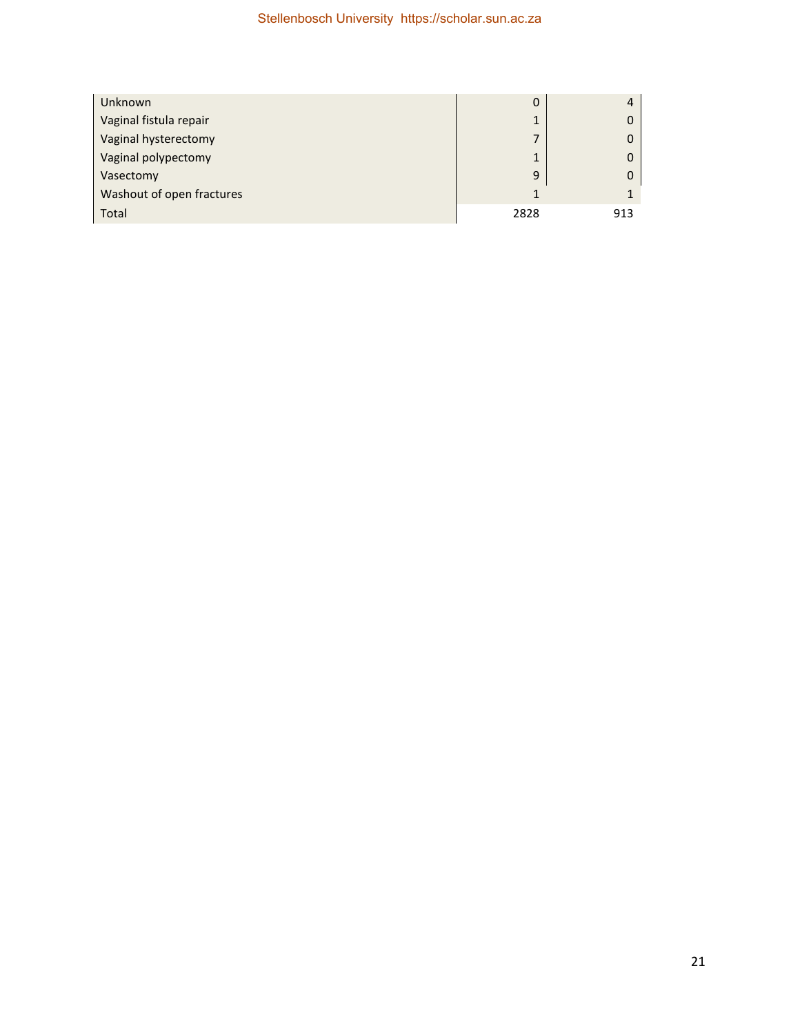| | | |
|---|---|---|
| Unknown | 0 | 4 |
| Vaginal fistula repair | 1 | 0 |
| Vaginal hysterectomy | 7 | 0 |
| Vaginal polypectomy | 1 | 0 |
| Vasectomy | 9 | 0 |
| Washout of open fractures | 1 | 1 |
| Total | 2828 | 913 |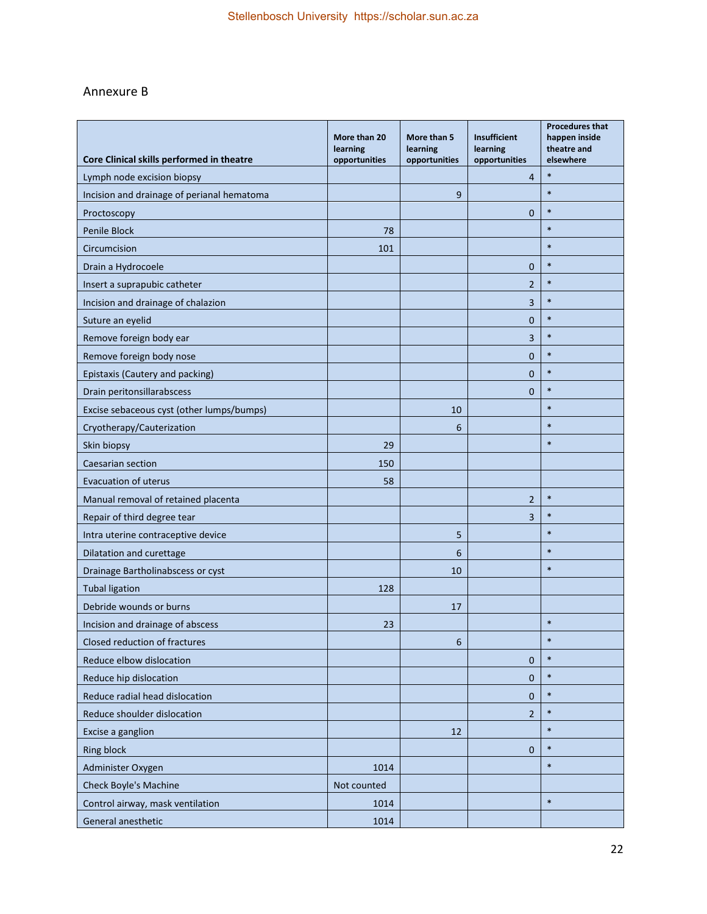Annexure B

| Core Clinical skills performed in theatre | More than 20 learning opportunities | More than 5 learning opportunities | Insufficient learning opportunities | Procedures that happen inside theatre and elsewhere |
|---|---|---|---|---|
| Lymph node excision biopsy | | | 4 | * |
| Incision and drainage of perianal hematoma | | 9 | | * |
| Proctoscopy | | | 0 | * |
| Penile Block | 78 | | | * |
| Circumcision | 101 | | | * |
| Drain a Hydrocoele | | | 0 | * |
| Insert a suprapubic catheter | | | 2 | * |
| Incision and drainage of chalazion | | | 3 | * |
| Suture an eyelid | | | 0 | * |
| Remove foreign body ear | | | 3 | * |
| Remove foreign body nose | | | 0 | * |
| Epistaxis (Cautery and packing) | | | 0 | * |
| Drain peritonsillarabscess | | | 0 | * |
| Excise sebaceous cyst (other lumps/bumps) | | 10 | | * |
| Cryotherapy/Cauterization | | 6 | | * |
| Skin biopsy | 29 | | | * |
| Caesarian section | 150 | | | |
| Evacuation of uterus | 58 | | | |
| Manual removal of retained placenta | | | 2 | * |
| Repair of third degree tear | | | 3 | * |
| Intra uterine contraceptive device | | 5 | | * |
| Dilatation and curettage | | 6 | | * |
| Drainage Bartholinabscess or cyst | | 10 | | * |
| Tubal ligation | 128 | | | |
| Debride wounds or burns | | 17 | | |
| Incision and drainage of abscess | 23 | | | * |
| Closed reduction of fractures | | 6 | | * |
| Reduce elbow dislocation | | | 0 | * |
| Reduce hip dislocation | | | 0 | * |
| Reduce radial head dislocation | | | 0 | * |
| Reduce shoulder dislocation | | | 2 | * |
| Excise a ganglion | | 12 | | * |
| Ring block | | | 0 | * |
| Administer Oxygen | 1014 | | | * |
| Check Boyle's Machine | Not counted | | | |
| Control airway, mask ventilation | 1014 | | | * |
| General anesthetic | 1014 | | | |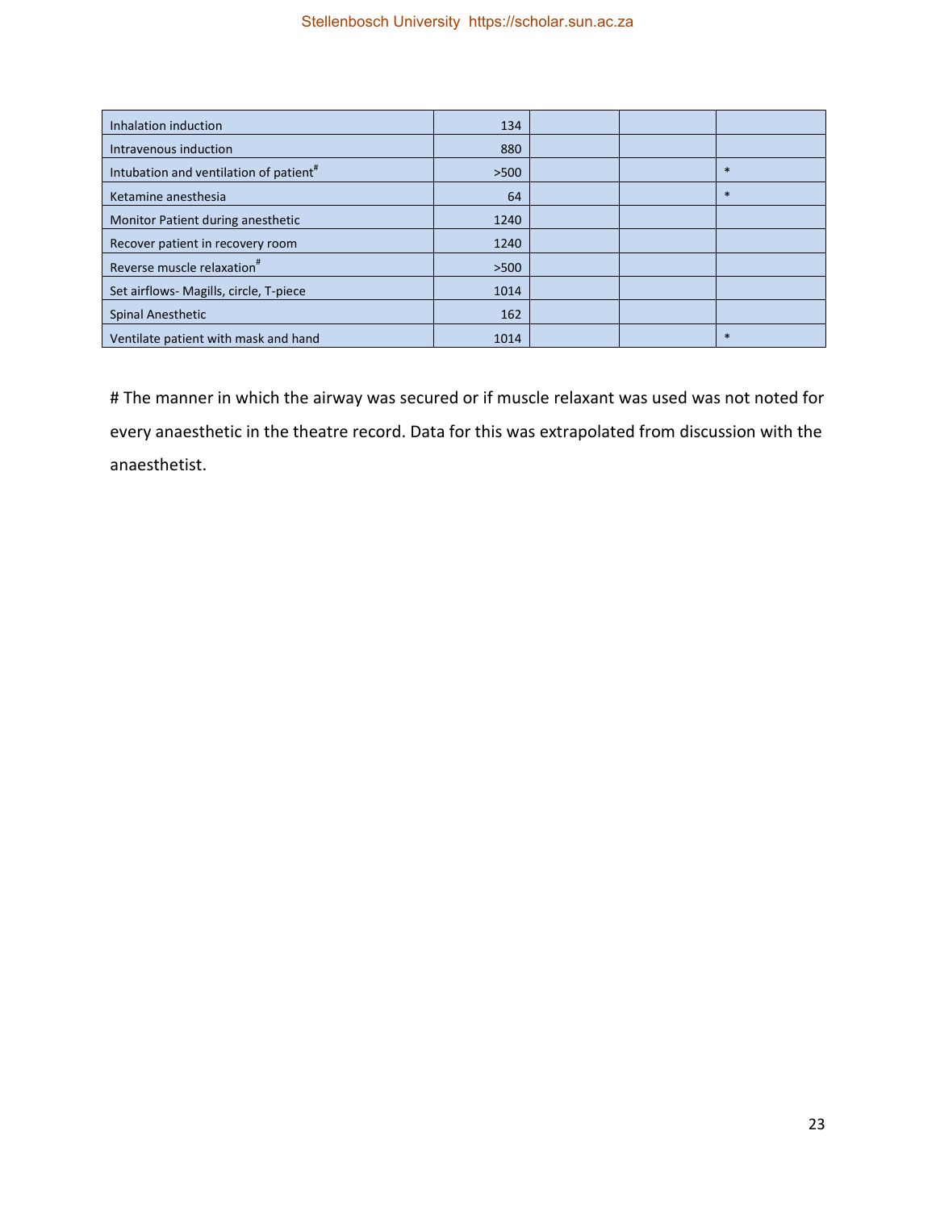| | | | | |
|---|---|---|---|---|
| Inhalation induction | 134 | | | |
| Intravenous induction | 880 | | | |
| Intubation and ventilation of patient# | >500 | | | * |
| Ketamine anesthesia | 64 | | | * |
| Monitor Patient during anesthetic | 1240 | | | |
| Recover patient in recovery room | 1240 | | | |
| Reverse muscle relaxation# | >500 | | | |
| Set airflows- Magills, circle, T-piece | 1014 | | | |
| Spinal Anesthetic | 162 | | | |
| Ventilate patient with mask and hand | 1014 | | | * |

# The manner in which the airway was secured or if muscle relaxant was used was not noted for every anaesthetic in the theatre record. Data for this was extrapolated from discussion with the anaesthetist.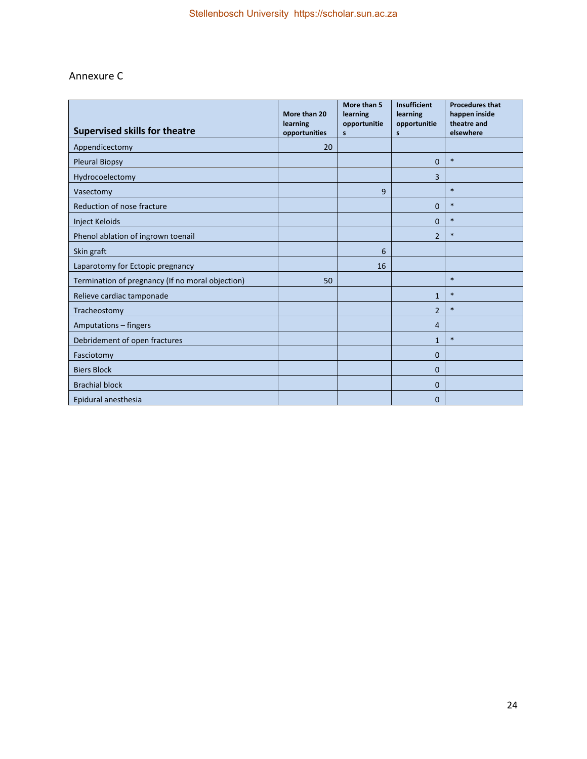Annexure C

| Supervised skills for theatre | More than 20 learning opportunities | More than 5 learning opportunities | Insufficient learning opportunities | Procedures that happen inside theatre and elsewhere |
|---|---|---|---|---|
| Appendicectomy | 20 | | | |
| Pleural Biopsy | | | 0 | * |
| Hydrocoelectomy | | | 3 | |
| Vasectomy | | 9 | | * |
| Reduction of nose fracture | | | 0 | * |
| Inject Keloids | | | 0 | * |
| Phenol ablation of ingrown toenail | | | 2 | * |
| Skin graft | | 6 | | |
| Laparotomy for Ectopic pregnancy | | 16 | | |
| Termination of pregnancy (If no moral objection) | 50 | | | * |
| Relieve cardiac tamponade | | | 1 | * |
| Tracheostomy | | | 2 | * |
| Amputations – fingers | | | 4 | |
| Debridement of open fractures | | | 1 | * |
| Fasciotomy | | | 0 | |
| Biers Block | | | 0 | |
| Brachial block | | | 0 | |
| Epidural anesthesia | | | 0 | |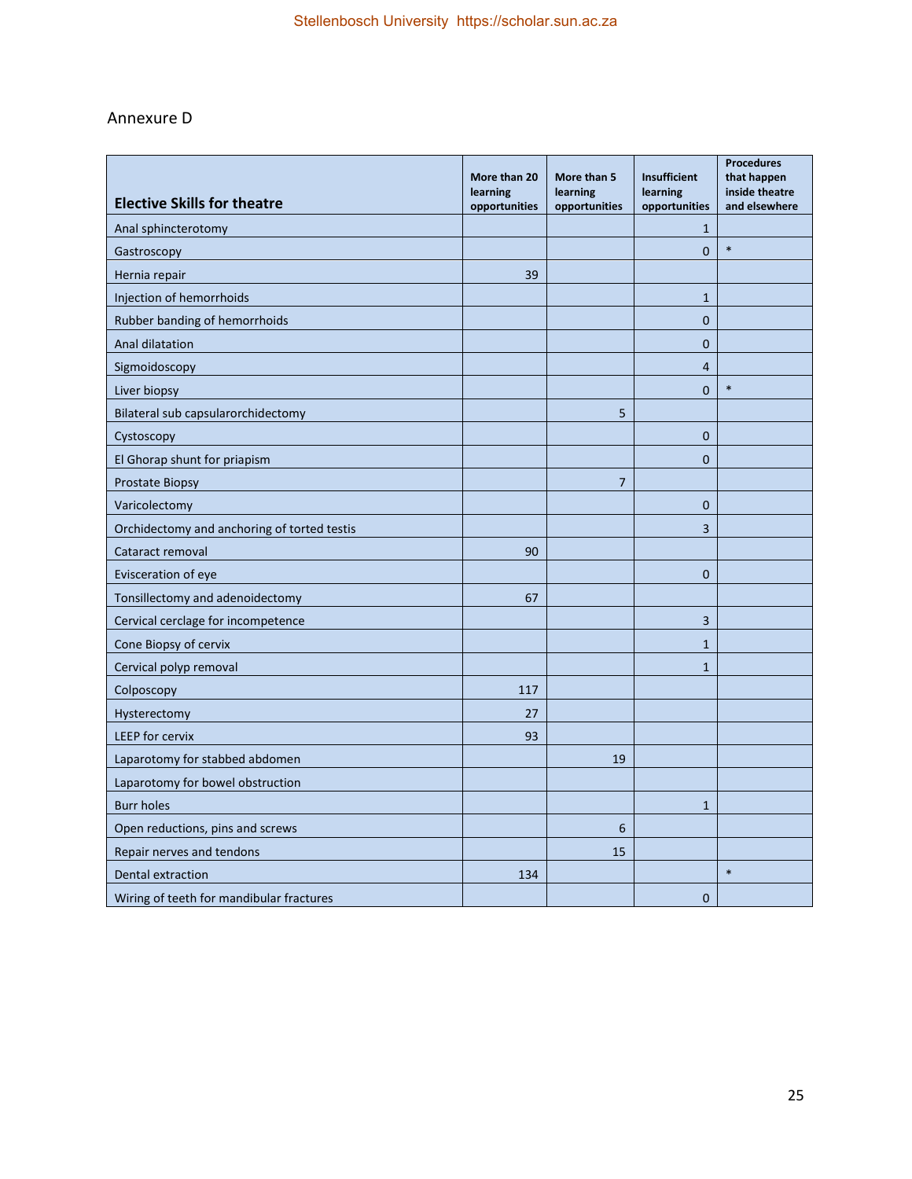Annexure D

| Elective Skills for theatre | More than 20 learning opportunities | More than 5 learning opportunities | Insufficient learning opportunities | Procedures that happen inside theatre and elsewhere |
|---|---|---|---|---|
| Anal sphincterotomy | | | 1 | |
| Gastroscopy | | | 0 | * |
| Hernia repair | 39 | | | |
| Injection of hemorrhoids | | | 1 | |
| Rubber banding of hemorrhoids | | | 0 | |
| Anal dilatation | | | 0 | |
| Sigmoidoscopy | | | 4 | |
| Liver biopsy | | | 0 | * |
| Bilateral sub capsularorchidectomy | | 5 | | |
| Cystoscopy | | | 0 | |
| El Ghorap shunt for priapism | | | 0 | |
| Prostate Biopsy | | 7 | | |
| Varicolectomy | | | 0 | |
| Orchidectomy and anchoring of torted testis | | | 3 | |
| Cataract removal | 90 | | | |
| Evisceration of eye | | | 0 | |
| Tonsillectomy and adenoidectomy | 67 | | | |
| Cervical cerclage for incompetence | | | 3 | |
| Cone Biopsy of cervix | | | 1 | |
| Cervical polyp removal | | | 1 | |
| Colposcopy | 117 | | | |
| Hysterectomy | 27 | | | |
| LEEP for cervix | 93 | | | |
| Laparotomy for stabbed abdomen | | 19 | | |
| Laparotomy for bowel obstruction | | | | |
| Burr holes | | | 1 | |
| Open reductions, pins and screws | | 6 | | |
| Repair nerves and tendons | | 15 | | |
| Dental extraction | 134 | | | * |
| Wiring of teeth for mandibular fractures | | | 0 | |